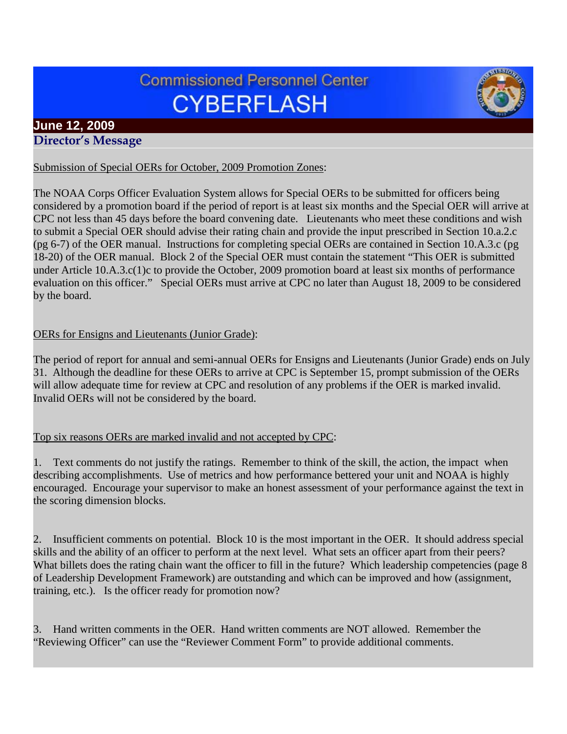# Commissioned Personnel Center CYBERFLASH

**June 12, 2009**

## Director's Message

Submission of Special OERs for October, 2009 Promotion Zones:

The NOAA Corps Officer Evaluation System allows for Special OERs to be submitted for officers being considered by a promotion board if the period of report is at least six months and the Special OER will arrive at CPC not less than 45 days before the board convening date. Lieutenants who meet these conditions and wish to submit a Special OER should advise their rating chain and provide the input prescribed in Section 10.a.2.c (pg 6-7) of the OER manual. Instructions for completing special OERs are contained in Section 10.A.3.c (pg 18-20) of the OER manual. Block 2 of the Special OER must contain the statement "This OER is submitted under Article 10.A.3.c(1)c to provide the October, 2009 promotion board at least six months of performance evaluation on this officer." Special OERs must arrive at CPC no later than August 18, 2009 to be considered by the board.

OERs for Ensigns and Lieutenants (Junior Grade):

The period of report for annual and semi-annual OERs for Ensigns and Lieutenants (Junior Grade) ends on July 31. Although the deadline for these OERs to arrive at CPC is September 15, prompt submission of the OERs will allow adequate time for review at CPC and resolution of any problems if the OER is marked invalid. Invalid OERs will not be considered by the board.

Top six reasons OERs are marked invalid and not accepted by CPC:

1. Text comments do not justify the ratings. Remember to think of the skill, the action, the impact when describing accomplishments. Use of metrics and how performance bettered your unit and NOAA is highly encouraged. Encourage your supervisor to make an honest assessment of your performance against the text in the scoring dimension blocks.

2. Insufficient comments on potential. Block 10 is the most important in the OER. It should address special skills and the ability of an officer to perform at the next level. What sets an officer apart from their peers? What billets does the rating chain want the officer to fill in the future? Which leadership competencies (page 8 of Leadership Development Framework) are outstanding and which can be improved and how (assignment, training, etc.). Is the officer ready for promotion now?

3. Hand written comments in the OER. Hand written comments are NOT allowed. Remember the "Reviewing Officer" can use the "Reviewer Comment Form" to provide additional comments.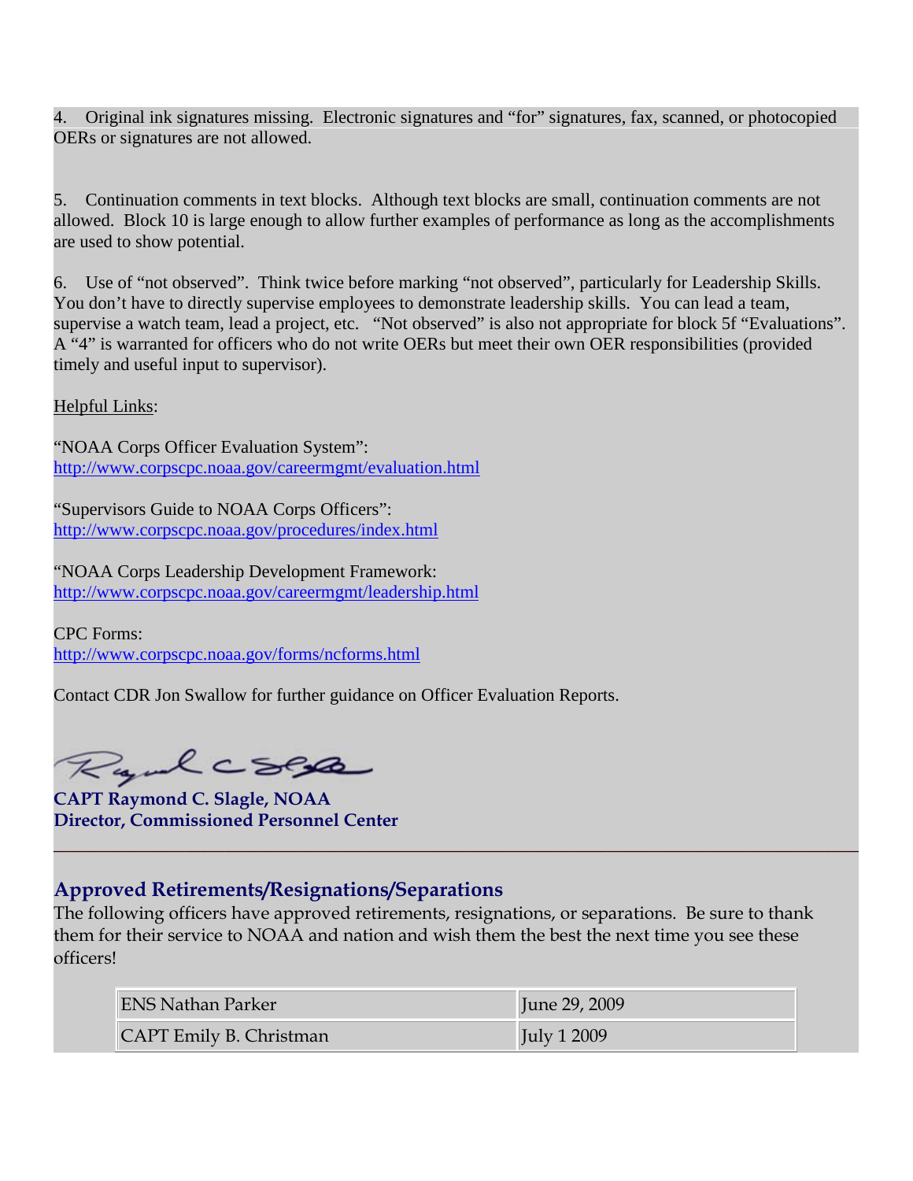4. Original ink signatures missing. Electronic signatures and "for" signatures, fax, scanned, or photocopied OERs or signatures are not allowed.

5. Continuation comments in text blocks. Although text blocks are small, continuation comments are not allowed. Block 10 is large enough to allow further examples of performance as long as the accomplishments are used to show potential.

6. Use of "not observed". Think twice before marking "not observed", particularly for Leadership Skills. You don't have to directly supervise employees to demonstrate leadership skills. You can lead a team, supervise a watch team, lead a project, etc. "Not observed" is also not appropriate for block 5f "Evaluations". A "4" is warranted for officers who do not write OERs but meet their own OER responsibilities (provided timely and useful input to supervisor).

Helpful Links:

"NOAA Corps Officer Evaluation System":
http://www.corpscpc.noaa.gov/careermgmt/evaluation.html

"Supervisors Guide to NOAA Corps Officers":
http://www.corpscpc.noaa.gov/procedures/index.html

"NOAA Corps Leadership Development Framework:
http://www.corpscpc.noaa.gov/careermgmt/leadership.html

CPC Forms:
http://www.corpscpc.noaa.gov/forms/ncforms.html

Contact CDR Jon Swallow for further guidance on Officer Evaluation Reports.

**CAPT Raymond C. Slagle, NOAA**
**Director, Commissioned Personnel Center**

---

## Approved Retirements/Resignations/Separations

The following officers have approved retirements, resignations, or separations. Be sure to thank them for their service to NOAA and nation and wish them the best the next time you see these officers!

| | |
|---|---|
| ENS Nathan Parker | June 29, 2009 |
| CAPT Emily B. Christman | July 1 2009 |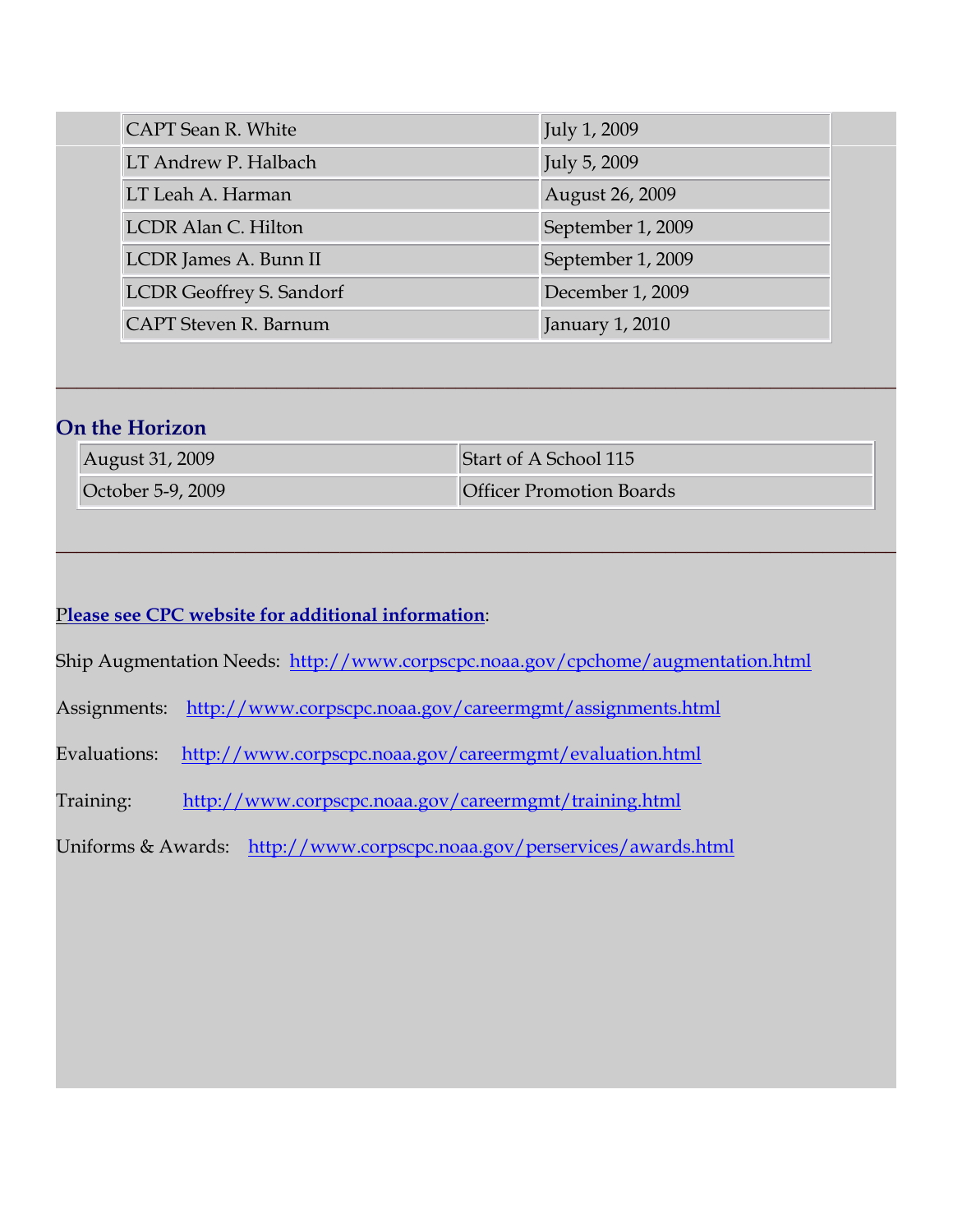| | |
|---|---|
| CAPT Sean R. White | July 1, 2009 |
| LT Andrew P. Halbach | July 5, 2009 |
| LT Leah A. Harman | August 26, 2009 |
| LCDR Alan C. Hilton | September 1, 2009 |
| LCDR James A. Bunn II | September 1, 2009 |
| LCDR Geoffrey S. Sandorf | December 1, 2009 |
| CAPT Steven R. Barnum | January 1, 2010 |

---

## On the Horizon

| | |
|---|---|
| August 31, 2009 | Start of A School 115 |
| October 5-9, 2009 | Officer Promotion Boards |

---

**Please see CPC website for additional information**:

Ship Augmentation Needs: http://www.corpscpc.noaa.gov/cpchome/augmentation.html

Assignments: http://www.corpscpc.noaa.gov/careermgmt/assignments.html

Evaluations: http://www.corpscpc.noaa.gov/careermgmt/evaluation.html

Training: http://www.corpscpc.noaa.gov/careermgmt/training.html

Uniforms & Awards: http://www.corpscpc.noaa.gov/perservices/awards.html